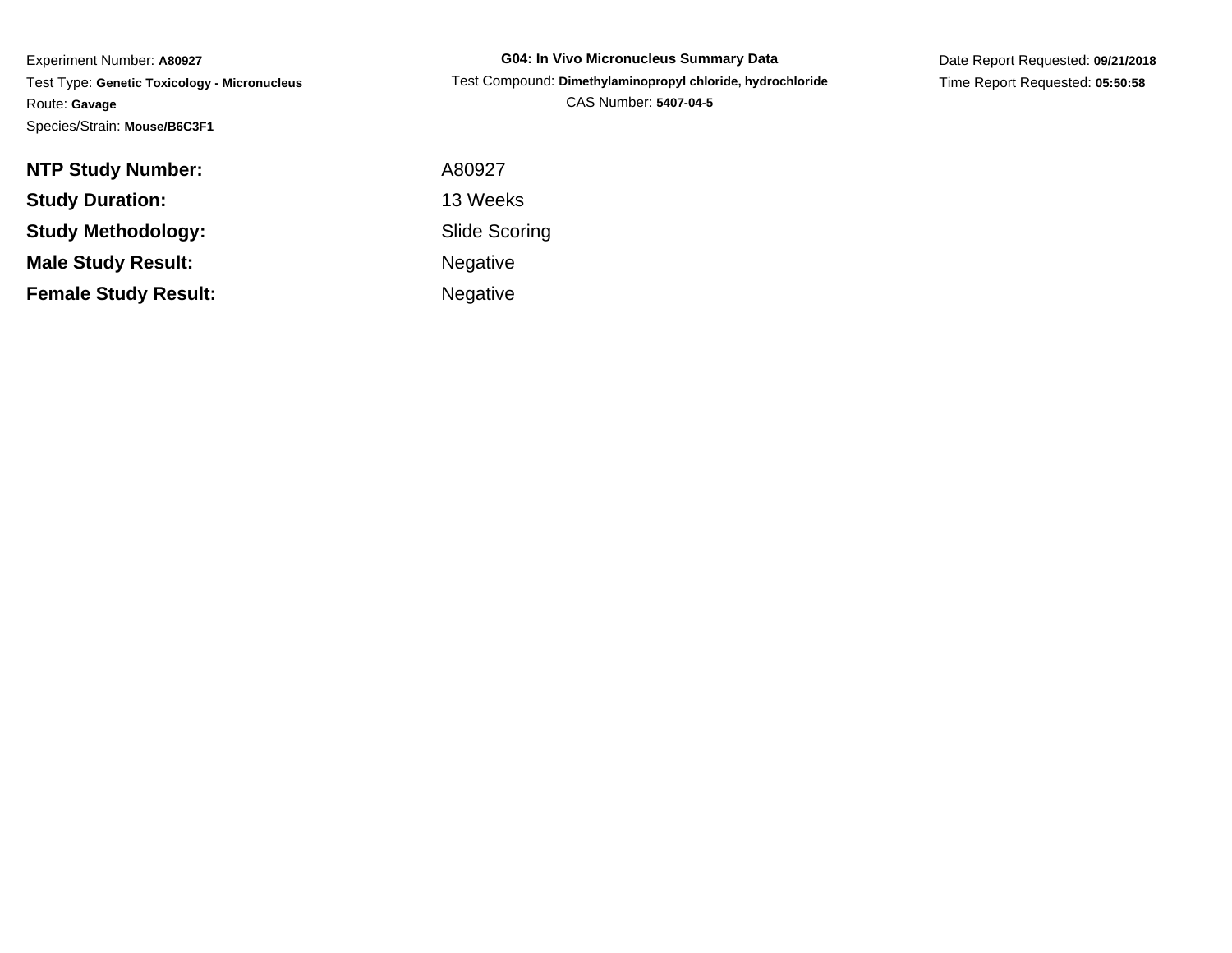Experiment Number: **A80927**
Test Type: **Genetic Toxicology - Micronucleus**
Route: **Gavage**
Species/Strain: **Mouse/B6C3F1**

**G04: In Vivo Micronucleus Summary Data**
Test Compound: **Dimethylaminopropyl chloride, hydrochloride**
CAS Number: **5407-04-5**

Date Report Requested: **09/21/2018**
Time Report Requested: **05:50:58**

| | |
|---|---|
| **NTP Study Number:** | A80927 |
| **Study Duration:** | 13 Weeks |
| **Study Methodology:** | Slide Scoring |
| **Male Study Result:** | Negative |
| **Female Study Result:** | Negative |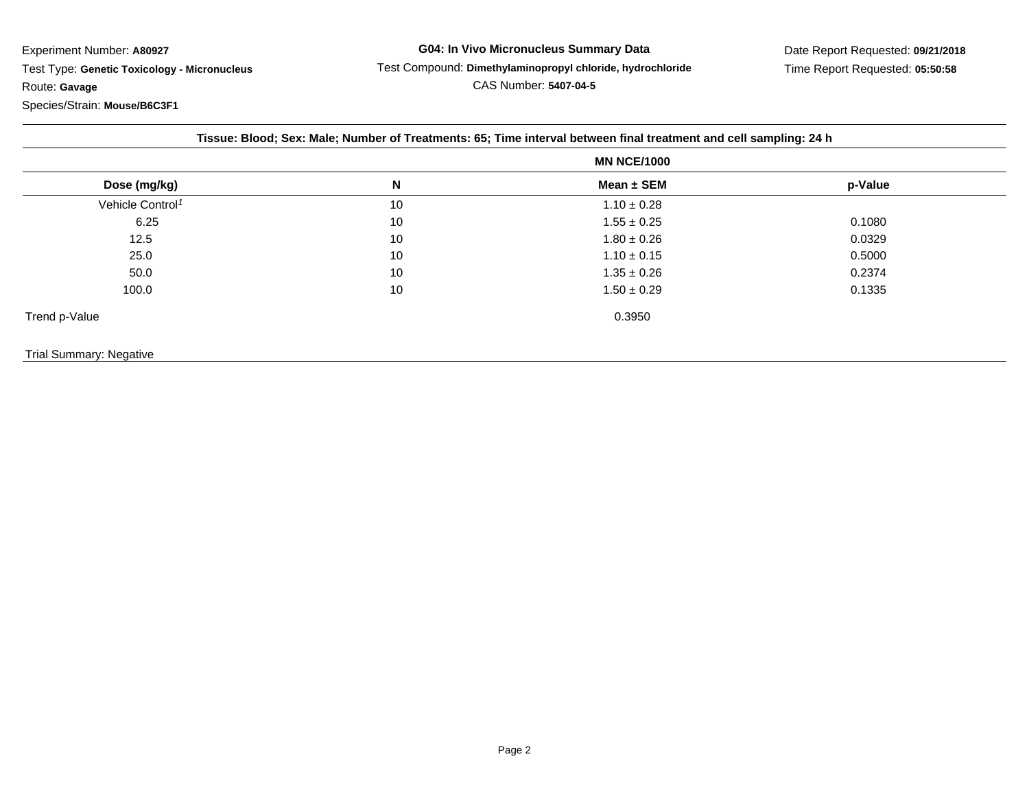Experiment Number: **A80927**

Test Type: **Genetic Toxicology - Micronucleus**

Route: **Gavage**

Species/Strain: **Mouse/B6C3F1**

**G04: In Vivo Micronucleus Summary Data**

Test Compound: **Dimethylaminopropyl chloride, hydrochloride**

CAS Number: **5407-04-5**

Date Report Requested: **09/21/2018**

Time Report Requested: **05:50:58**

**Tissue: Blood; Sex: Male; Number of Treatments: 65; Time interval between final treatment and cell sampling: 24 h**

| | | MN NCE/1000 | |
|---|---|---|---|
| **Dose (mg/kg)** | **N** | **Mean ± SEM** | **p-Value** |
| Vehicle Control[1] | 10 | 1.10 ± 0.28 | |
| 6.25 | 10 | 1.55 ± 0.25 | 0.1080 |
| 12.5 | 10 | 1.80 ± 0.26 | 0.0329 |
| 25.0 | 10 | 1.10 ± 0.15 | 0.5000 |
| 50.0 | 10 | 1.35 ± 0.26 | 0.2374 |
| 100.0 | 10 | 1.50 ± 0.29 | 0.1335 |
| Trend p-Value | | 0.3950 | |

Trial Summary: Negative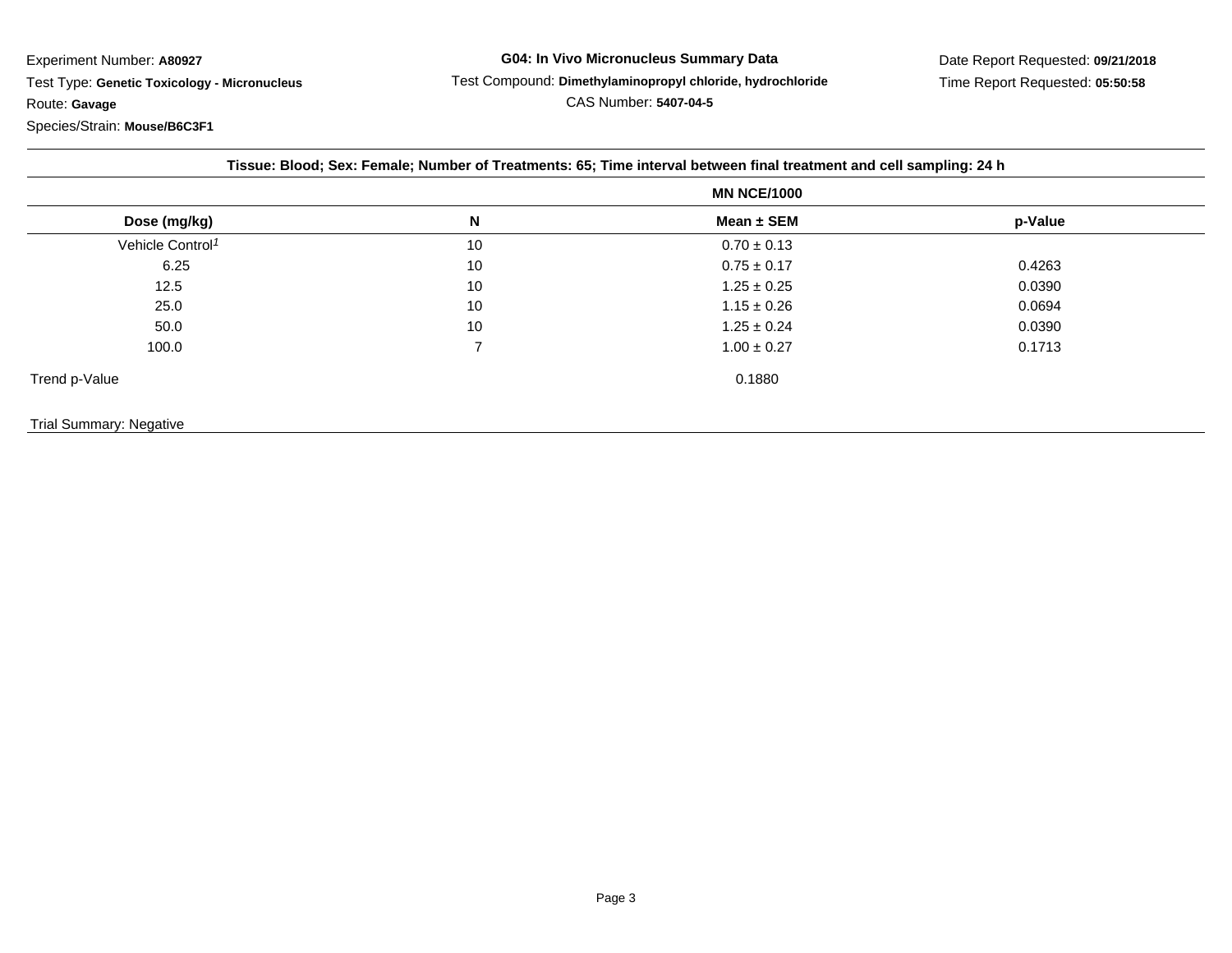Experiment Number: **A80927**

Test Type: **Genetic Toxicology - Micronucleus**

Route: **Gavage**

Species/Strain: **Mouse/B6C3F1**

**G04: In Vivo Micronucleus Summary Data**

Test Compound: **Dimethylaminopropyl chloride, hydrochloride**

CAS Number: **5407-04-5**

Date Report Requested: **09/21/2018**

Time Report Requested: **05:50:58**

**Tissue: Blood; Sex: Female; Number of Treatments: 65; Time interval between final treatment and cell sampling: 24 h**

| | | MN NCE/1000 | |
|---|---|---|---|
| **Dose (mg/kg)** | **N** | **Mean ± SEM** | **p-Value** |
| Vehicle Control[1] | 10 | 0.70 ± 0.13 | |
| 6.25 | 10 | 0.75 ± 0.17 | 0.4263 |
| 12.5 | 10 | 1.25 ± 0.25 | 0.0390 |
| 25.0 | 10 | 1.15 ± 0.26 | 0.0694 |
| 50.0 | 10 | 1.25 ± 0.24 | 0.0390 |
| 100.0 | 7 | 1.00 ± 0.27 | 0.1713 |
| Trend p-Value | | 0.1880 | |

Trial Summary: Negative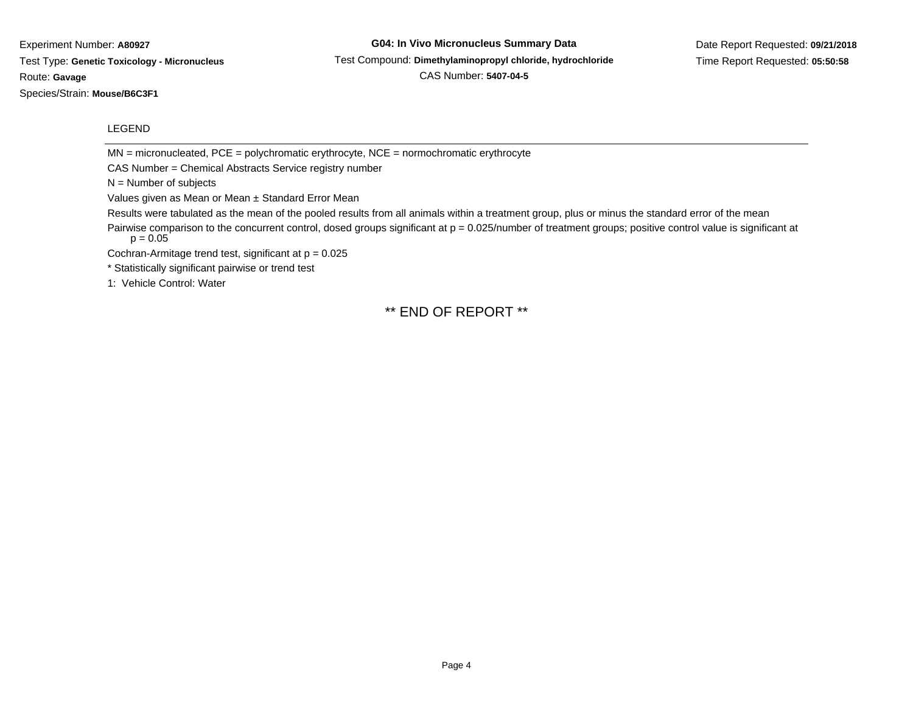Experiment Number: **A80927**
Test Type: **Genetic Toxicology - Micronucleus**
Route: **Gavage**
Species/Strain: **Mouse/B6C3F1**

**G04: In Vivo Micronucleus Summary Data**
Test Compound: **Dimethylaminopropyl chloride, hydrochloride**
CAS Number: **5407-04-5**

Date Report Requested: **09/21/2018**
Time Report Requested: **05:50:58**

LEGEND

MN = micronucleated, PCE = polychromatic erythrocyte, NCE = normochromatic erythrocyte

CAS Number = Chemical Abstracts Service registry number

N = Number of subjects

Values given as Mean or Mean ± Standard Error Mean

Results were tabulated as the mean of the pooled results from all animals within a treatment group, plus or minus the standard error of the mean

Pairwise comparison to the concurrent control, dosed groups significant at $p = 0.025$/number of treatment groups; positive control value is significant at $p = 0.05$

Cochran-Armitage trend test, significant at $p = 0.025$

* Statistically significant pairwise or trend test

1: Vehicle Control: Water

** END OF REPORT **